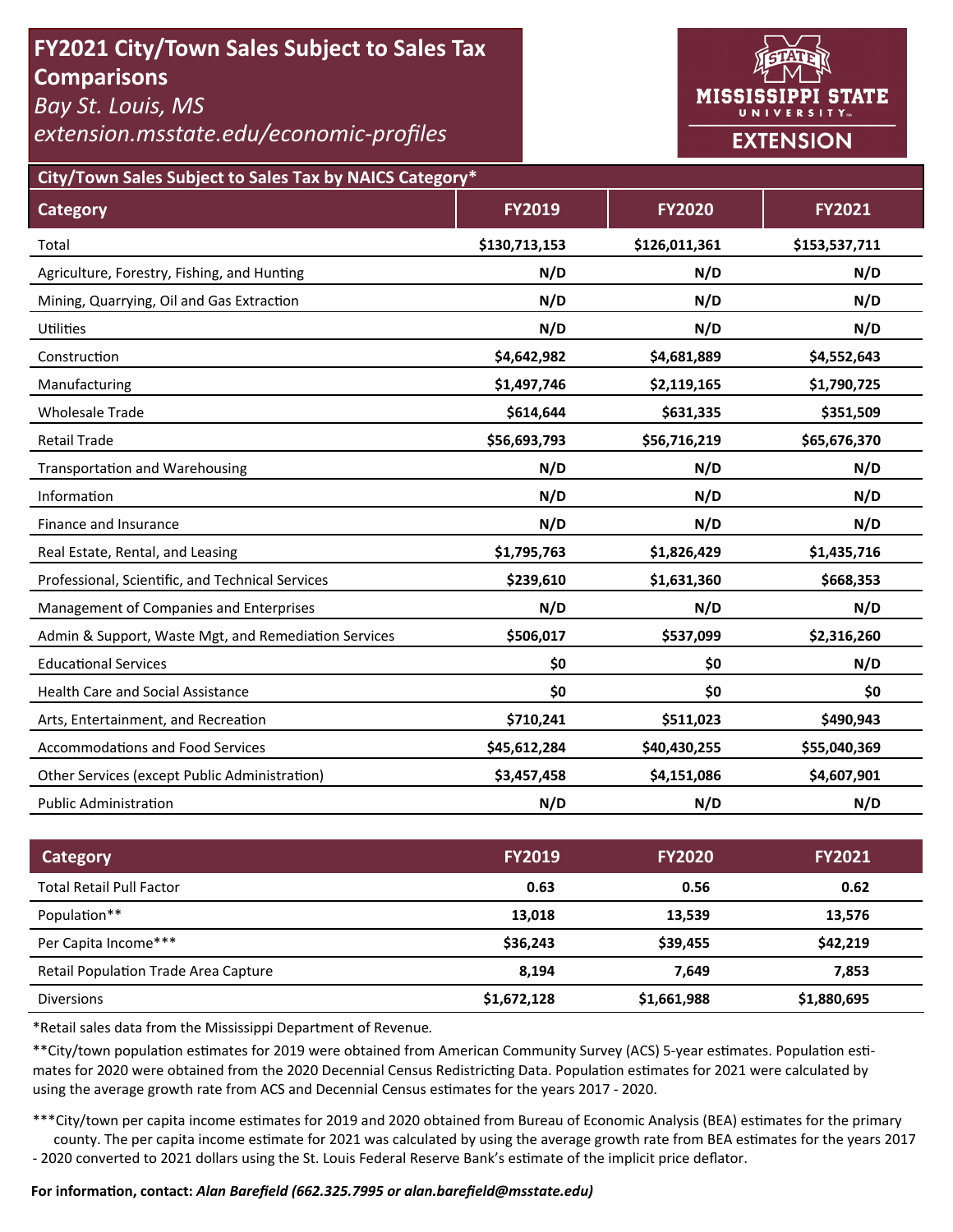# FY2021 City/Town Sales Subject to Sales Tax Comparisons

*Bay St. Louis, MS*

*extension.msstate.edu/economic-profiles*

MISSISSIPPI STATE UNIVERSITY EXTENSION

## City/Town Sales Subject to Sales Tax by NAICS Category*

| Category | FY2019 | FY2020 | FY2021 |
|---|---|---|---|
| Total | $130,713,153 | $126,011,361 | $153,537,711 |
| Agriculture, Forestry, Fishing, and Hunting | N/D | N/D | N/D |
| Mining, Quarrying, Oil and Gas Extraction | N/D | N/D | N/D |
| Utilities | N/D | N/D | N/D |
| Construction | $4,642,982 | $4,681,889 | $4,552,643 |
| Manufacturing | $1,497,746 | $2,119,165 | $1,790,725 |
| Wholesale Trade | $614,644 | $631,335 | $351,509 |
| Retail Trade | $56,693,793 | $56,716,219 | $65,676,370 |
| Transportation and Warehousing | N/D | N/D | N/D |
| Information | N/D | N/D | N/D |
| Finance and Insurance | N/D | N/D | N/D |
| Real Estate, Rental, and Leasing | $1,795,763 | $1,826,429 | $1,435,716 |
| Professional, Scientific, and Technical Services | $239,610 | $1,631,360 | $668,353 |
| Management of Companies and Enterprises | N/D | N/D | N/D |
| Admin & Support, Waste Mgt, and Remediation Services | $506,017 | $537,099 | $2,316,260 |
| Educational Services | $0 | $0 | N/D |
| Health Care and Social Assistance | $0 | $0 | $0 |
| Arts, Entertainment, and Recreation | $710,241 | $511,023 | $490,943 |
| Accommodations and Food Services | $45,612,284 | $40,430,255 | $55,040,369 |
| Other Services (except Public Administration) | $3,457,458 | $4,151,086 | $4,607,901 |
| Public Administration | N/D | N/D | N/D |

| Category | FY2019 | FY2020 | FY2021 |
|---|---|---|---|
| Total Retail Pull Factor | 0.63 | 0.56 | 0.62 |
| Population** | 13,018 | 13,539 | 13,576 |
| Per Capita Income*** | $36,243 | $39,455 | $42,219 |
| Retail Population Trade Area Capture | 8,194 | 7,649 | 7,853 |
| Diversions | $1,672,128 | $1,661,988 | $1,880,695 |

*Retail sales data from the Mississippi Department of Revenue.

**City/town population estimates for 2019 were obtained from American Community Survey (ACS) 5-year estimates. Population estimates for 2020 were obtained from the 2020 Decennial Census Redistricting Data. Population estimates for 2021 were calculated by using the average growth rate from ACS and Decennial Census estimates for the years 2017 - 2020.

***City/town per capita income estimates for 2019 and 2020 obtained from Bureau of Economic Analysis (BEA) estimates for the primary county. The per capita income estimate for 2021 was calculated by using the average growth rate from BEA estimates for the years 2017 - 2020 converted to 2021 dollars using the St. Louis Federal Reserve Bank's estimate of the implicit price deflator.

**For information, contact:** ***Alan Barefield (662.325.7995 or alan.barefield@msstate.edu)***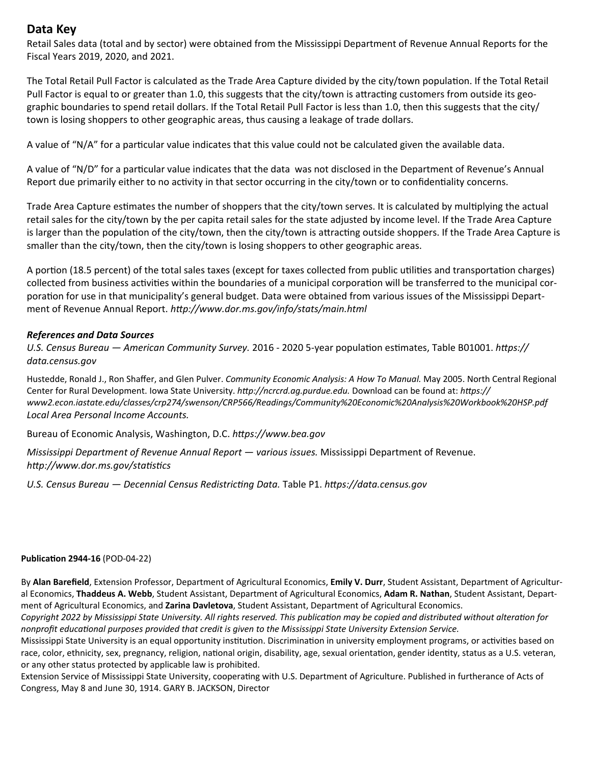## Data Key

Retail Sales data (total and by sector) were obtained from the Mississippi Department of Revenue Annual Reports for the Fiscal Years 2019, 2020, and 2021.

The Total Retail Pull Factor is calculated as the Trade Area Capture divided by the city/town population. If the Total Retail Pull Factor is equal to or greater than 1.0, this suggests that the city/town is attracting customers from outside its geographic boundaries to spend retail dollars. If the Total Retail Pull Factor is less than 1.0, then this suggests that the city/town is losing shoppers to other geographic areas, thus causing a leakage of trade dollars.

A value of "N/A" for a particular value indicates that this value could not be calculated given the available data.

A value of "N/D" for a particular value indicates that the data was not disclosed in the Department of Revenue's Annual Report due primarily either to no activity in that sector occurring in the city/town or to confidentiality concerns.

Trade Area Capture estimates the number of shoppers that the city/town serves. It is calculated by multiplying the actual retail sales for the city/town by the per capita retail sales for the state adjusted by income level. If the Trade Area Capture is larger than the population of the city/town, then the city/town is attracting outside shoppers. If the Trade Area Capture is smaller than the city/town, then the city/town is losing shoppers to other geographic areas.

A portion (18.5 percent) of the total sales taxes (except for taxes collected from public utilities and transportation charges) collected from business activities within the boundaries of a municipal corporation will be transferred to the municipal corporation for use in that municipality's general budget. Data were obtained from various issues of the Mississippi Department of Revenue Annual Report. *http://www.dor.ms.gov/info/stats/main.html*

### *References and Data Sources*

*U.S. Census Bureau — American Community Survey.* 2016 - 2020 5-year population estimates, Table B01001. *https://data.census.gov*

Hustedde, Ronald J., Ron Shaffer, and Glen Pulver. *Community Economic Analysis: A How To Manual.* May 2005. North Central Regional Center for Rural Development. Iowa State University. *http://ncrcrd.ag.purdue.edu.* Download can be found at: *https://www2.econ.iastate.edu/classes/crp274/swenson/CRP566/Readings/Community%20Economic%20Analysis%20Workbook%20HSP.pdf* *Local Area Personal Income Accounts.*

Bureau of Economic Analysis, Washington, D.C. *https://www.bea.gov*

*Mississippi Department of Revenue Annual Report — various issues.* Mississippi Department of Revenue. *http://www.dor.ms.gov/statistics*

*U.S. Census Bureau — Decennial Census Redistricting Data.* Table P1. *https://data.census.gov*

**Publication 2944-16** (POD-04-22)

By **Alan Barefield**, Extension Professor, Department of Agricultural Economics, **Emily V. Durr**, Student Assistant, Department of Agricultural Economics, **Thaddeus A. Webb**, Student Assistant, Department of Agricultural Economics, **Adam R. Nathan**, Student Assistant, Department of Agricultural Economics, and **Zarina Davletova**, Student Assistant, Department of Agricultural Economics.

*Copyright 2022 by Mississippi State University. All rights reserved. This publication may be copied and distributed without alteration for nonprofit educational purposes provided that credit is given to the Mississippi State University Extension Service.*

Mississippi State University is an equal opportunity institution. Discrimination in university employment programs, or activities based on race, color, ethnicity, sex, pregnancy, religion, national origin, disability, age, sexual orientation, gender identity, status as a U.S. veteran, or any other status protected by applicable law is prohibited.

Extension Service of Mississippi State University, cooperating with U.S. Department of Agriculture. Published in furtherance of Acts of Congress, May 8 and June 30, 1914. GARY B. JACKSON, Director